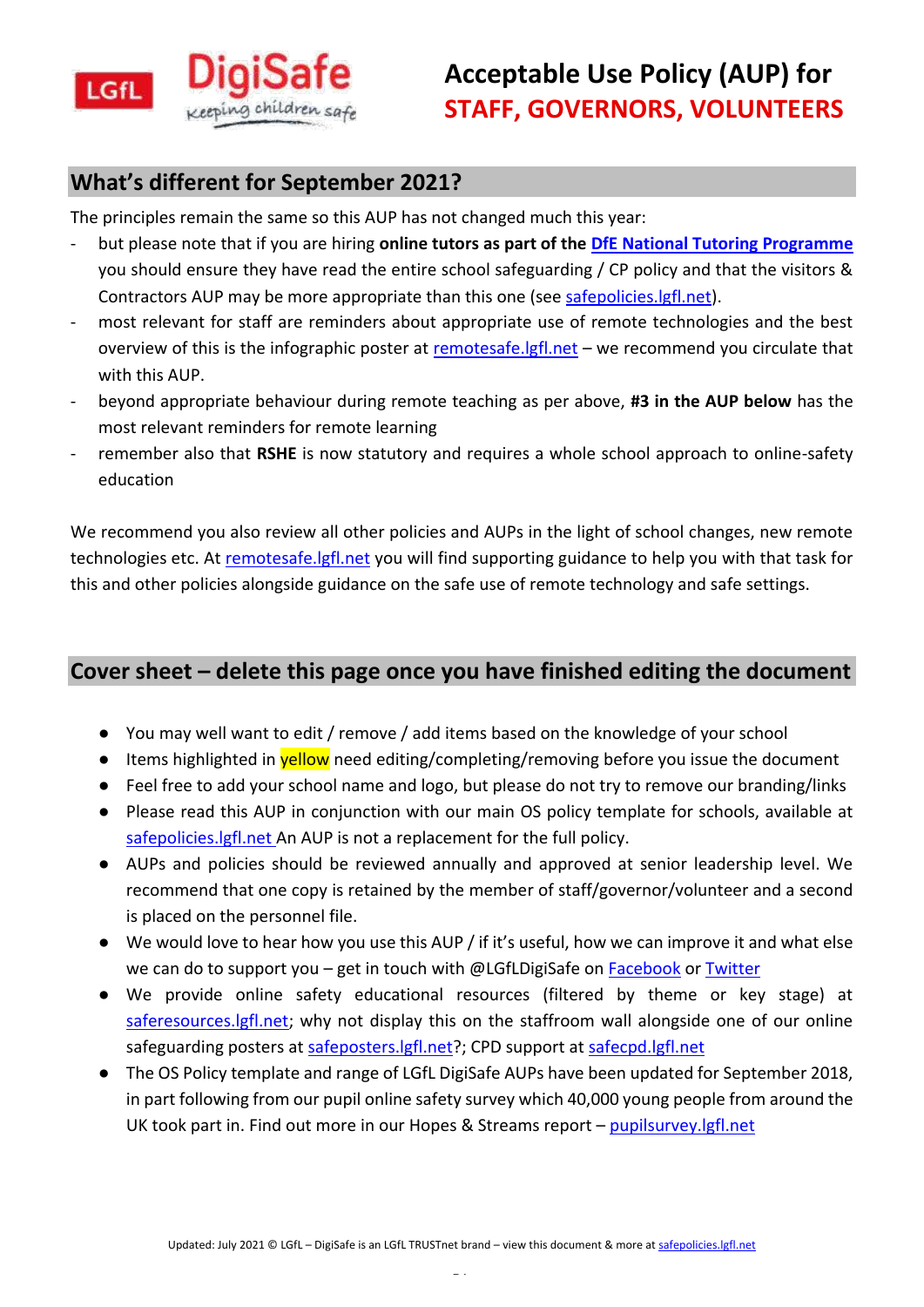# Acceptable Use Policy (AUP) for STAFF, GOVERNORS, VOLUNTEERS

## What's different for September 2021?

The principles remain the same so this AUP has not changed much this year:

- but please note that if you are hiring **online tutors as part of the DfE National Tutoring Programme** you should ensure they have read the entire school safeguarding / CP policy and that the visitors & Contractors AUP may be more appropriate than this one (see safepolicies.lgfl.net).
- most relevant for staff are reminders about appropriate use of remote technologies and the best overview of this is the infographic poster at remotesafe.lgfl.net – we recommend you circulate that with this AUP.
- beyond appropriate behaviour during remote teaching as per above, **#3 in the AUP below** has the most relevant reminders for remote learning
- remember also that **RSHE** is now statutory and requires a whole school approach to online-safety education

We recommend you also review all other policies and AUPs in the light of school changes, new remote technologies etc. At remotesafe.lgfl.net you will find supporting guidance to help you with that task for this and other policies alongside guidance on the safe use of remote technology and safe settings.

## Cover sheet – delete this page once you have finished editing the document

- You may well want to edit / remove / add items based on the knowledge of your school
- Items highlighted in yellow need editing/completing/removing before you issue the document
- Feel free to add your school name and logo, but please do not try to remove our branding/links
- Please read this AUP in conjunction with our main OS policy template for schools, available at safepolicies.lgfl.net An AUP is not a replacement for the full policy.
- AUPs and policies should be reviewed annually and approved at senior leadership level. We recommend that one copy is retained by the member of staff/governor/volunteer and a second is placed on the personnel file.
- We would love to hear how you use this AUP / if it's useful, how we can improve it and what else we can do to support you – get in touch with @LGfLDigiSafe on Facebook or Twitter
- We provide online safety educational resources (filtered by theme or key stage) at saferesources.lgfl.net; why not display this on the staffroom wall alongside one of our online safeguarding posters at safeposters.lgfl.net?; CPD support at safecpd.lgfl.net
- The OS Policy template and range of LGfL DigiSafe AUPs have been updated for September 2018, in part following from our pupil online safety survey which 40,000 young people from around the UK took part in. Find out more in our Hopes & Streams report – pupilsurvey.lgfl.net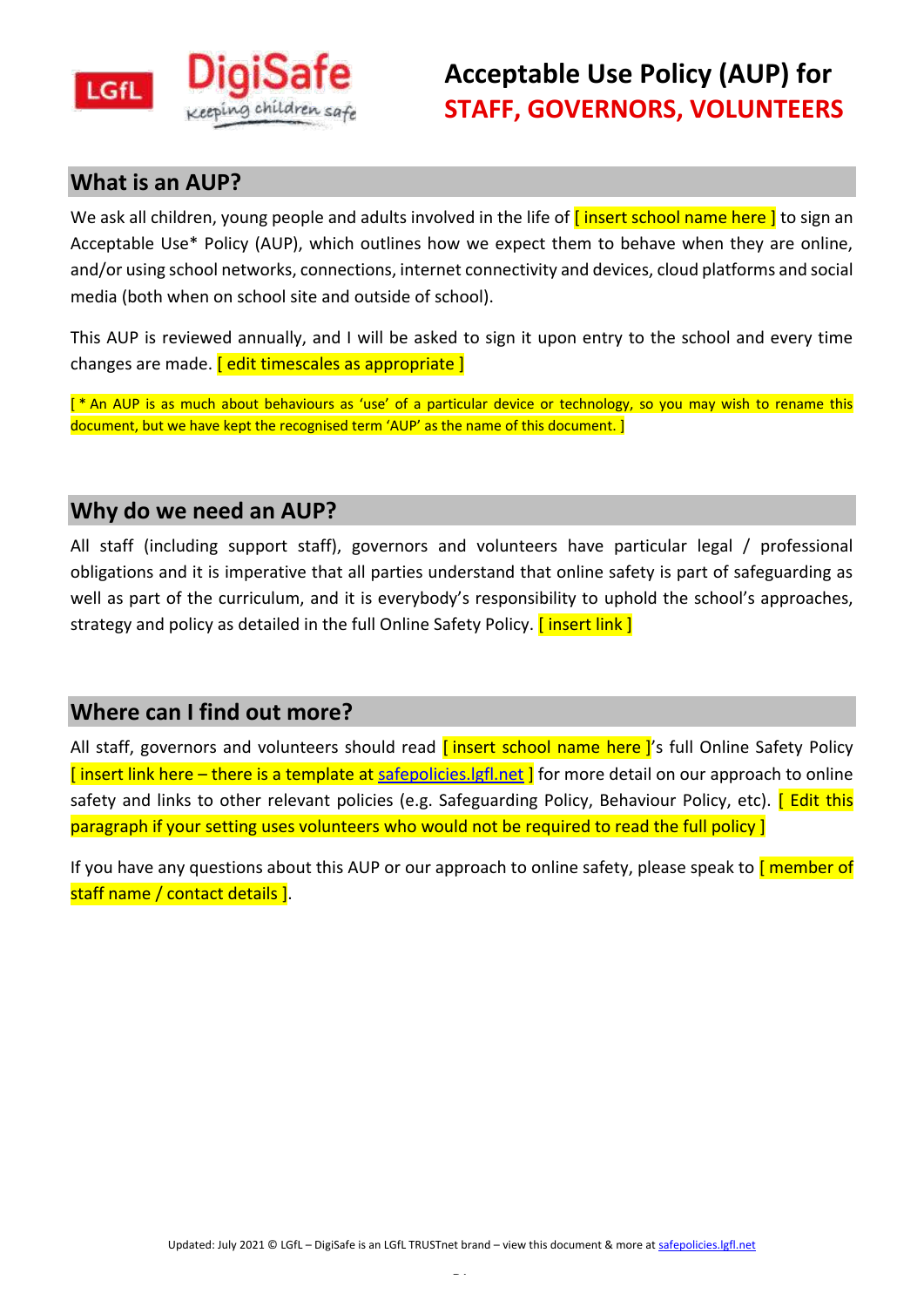# Acceptable Use Policy (AUP) for STAFF, GOVERNORS, VOLUNTEERS

## What is an AUP?

We ask all children, young people and adults involved in the life of [ insert school name here ] to sign an Acceptable Use* Policy (AUP), which outlines how we expect them to behave when they are online, and/or using school networks, connections, internet connectivity and devices, cloud platforms and social media (both when on school site and outside of school).

This AUP is reviewed annually, and I will be asked to sign it upon entry to the school and every time changes are made. [ edit timescales as appropriate ]

[ * An AUP is as much about behaviours as 'use' of a particular device or technology, so you may wish to rename this document, but we have kept the recognised term 'AUP' as the name of this document. ]

## Why do we need an AUP?

All staff (including support staff), governors and volunteers have particular legal / professional obligations and it is imperative that all parties understand that online safety is part of safeguarding as well as part of the curriculum, and it is everybody's responsibility to uphold the school's approaches, strategy and policy as detailed in the full Online Safety Policy. [ insert link ]

## Where can I find out more?

All staff, governors and volunteers should read [ insert school name here ]'s full Online Safety Policy [ insert link here – there is a template at safepolicies.lgfl.net ] for more detail on our approach to online safety and links to other relevant policies (e.g. Safeguarding Policy, Behaviour Policy, etc). [ Edit this paragraph if your setting uses volunteers who would not be required to read the full policy ]

If you have any questions about this AUP or our approach to online safety, please speak to [ member of staff name / contact details ].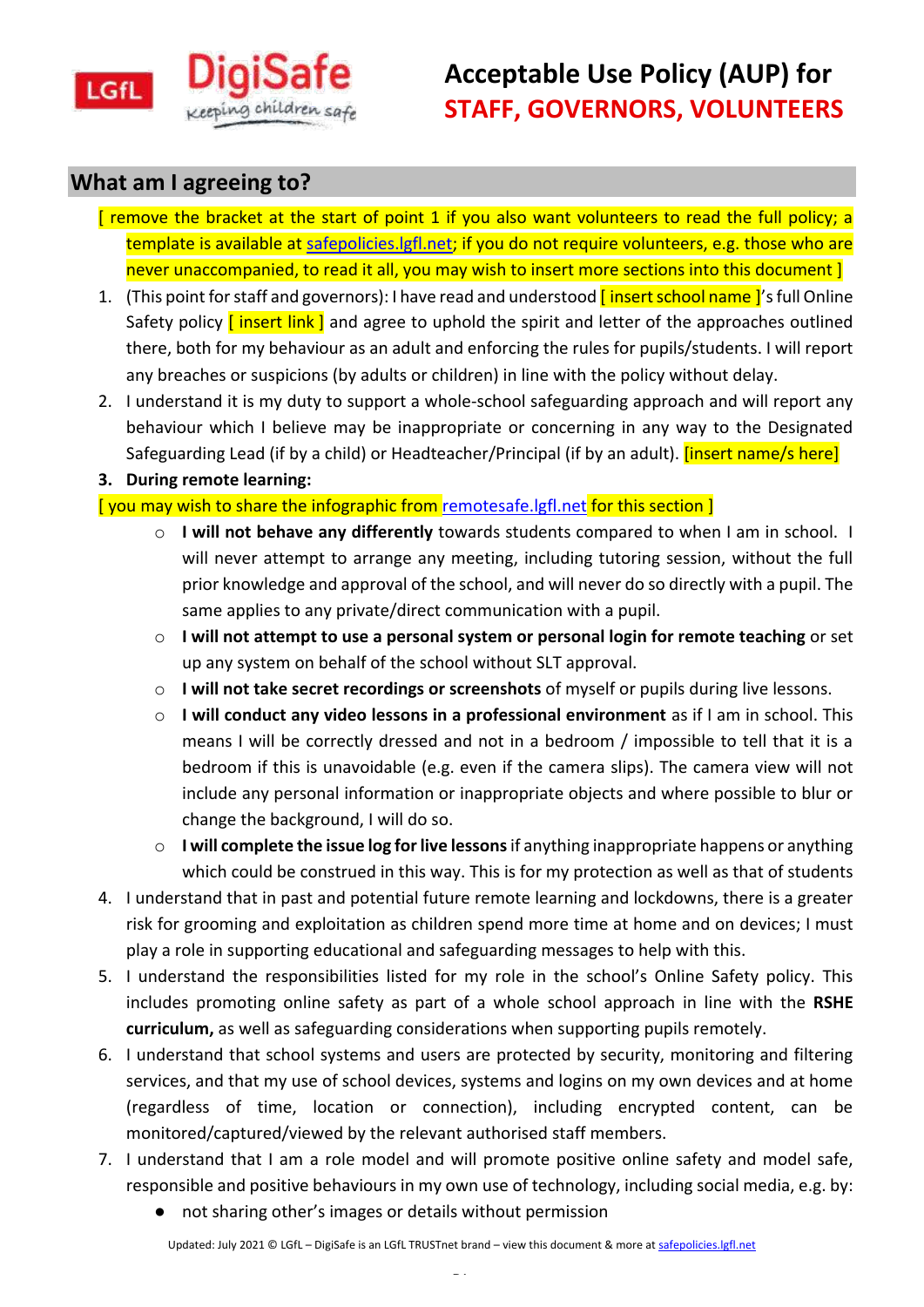# Acceptable Use Policy (AUP) for STAFF, GOVERNORS, VOLUNTEERS

## What am I agreeing to?

[ remove the bracket at the start of point 1 if you also want volunteers to read the full policy; a template is available at safepolicies.lgfl.net; if you do not require volunteers, e.g. those who are never unaccompanied, to read it all, you may wish to insert more sections into this document ]

1. (This point for staff and governors): I have read and understood [ insert school name ]'s full Online Safety policy [ insert link ] and agree to uphold the spirit and letter of the approaches outlined there, both for my behaviour as an adult and enforcing the rules for pupils/students. I will report any breaches or suspicions (by adults or children) in line with the policy without delay.
2. I understand it is my duty to support a whole-school safeguarding approach and will report any behaviour which I believe may be inappropriate or concerning in any way to the Designated Safeguarding Lead (if by a child) or Headteacher/Principal (if by an adult). [insert name/s here]
3. **During remote learning:**

[ you may wish to share the infographic from remotesafe.lgfl.net for this section ]

- **I will not behave any differently** towards students compared to when I am in school. I will never attempt to arrange any meeting, including tutoring session, without the full prior knowledge and approval of the school, and will never do so directly with a pupil. The same applies to any private/direct communication with a pupil.
- **I will not attempt to use a personal system or personal login for remote teaching** or set up any system on behalf of the school without SLT approval.
- **I will not take secret recordings or screenshots** of myself or pupils during live lessons.
- **I will conduct any video lessons in a professional environment** as if I am in school. This means I will be correctly dressed and not in a bedroom / impossible to tell that it is a bedroom if this is unavoidable (e.g. even if the camera slips). The camera view will not include any personal information or inappropriate objects and where possible to blur or change the background, I will do so.
- **I will complete the issue log for live lessons** if anything inappropriate happens or anything which could be construed in this way. This is for my protection as well as that of students

4. I understand that in past and potential future remote learning and lockdowns, there is a greater risk for grooming and exploitation as children spend more time at home and on devices; I must play a role in supporting educational and safeguarding messages to help with this.
5. I understand the responsibilities listed for my role in the school's Online Safety policy. This includes promoting online safety as part of a whole school approach in line with the **RSHE curriculum,** as well as safeguarding considerations when supporting pupils remotely.
6. I understand that school systems and users are protected by security, monitoring and filtering services, and that my use of school devices, systems and logins on my own devices and at home (regardless of time, location or connection), including encrypted content, can be monitored/captured/viewed by the relevant authorised staff members.
7. I understand that I am a role model and will promote positive online safety and model safe, responsible and positive behaviours in my own use of technology, including social media, e.g. by:
   - not sharing other's images or details without permission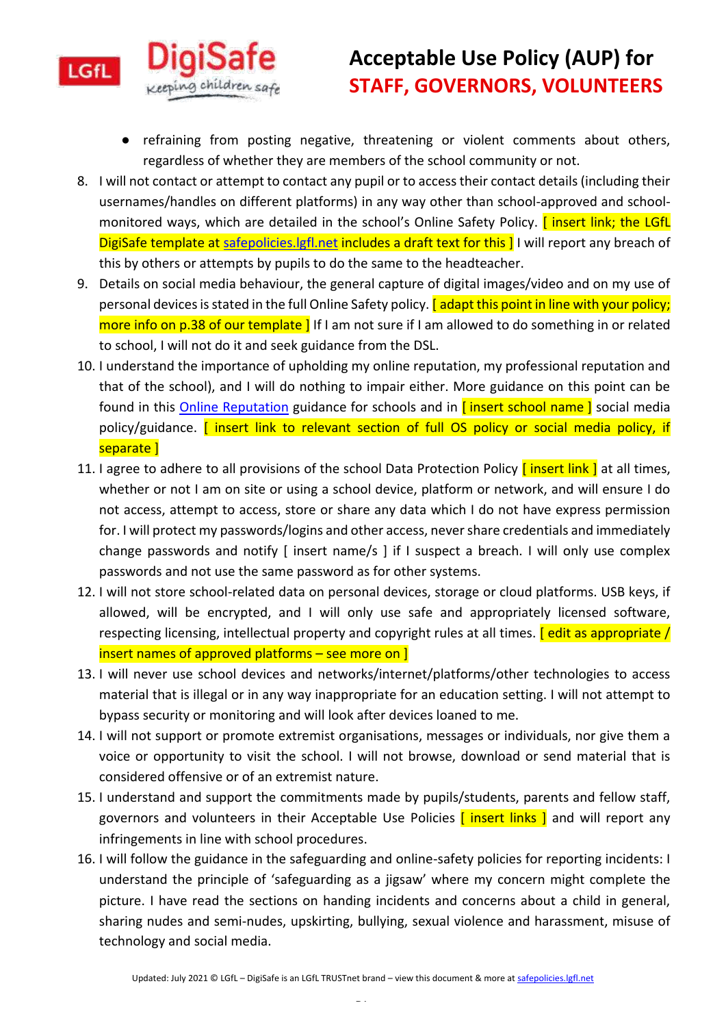- refraining from posting negative, threatening or violent comments about others, regardless of whether they are members of the school community or not.

8. I will not contact or attempt to contact any pupil or to access their contact details (including their usernames/handles on different platforms) in any way other than school-approved and school-monitored ways, which are detailed in the school's Online Safety Policy. [ insert link; the LGfL DigiSafe template at safepolicies.lgfl.net includes a draft text for this ] I will report any breach of this by others or attempts by pupils to do the same to the headteacher.
9. Details on social media behaviour, the general capture of digital images/video and on my use of personal devices is stated in the full Online Safety policy. [ adapt this point in line with your policy; more info on p.38 of our template ] If I am not sure if I am allowed to do something in or related to school, I will not do it and seek guidance from the DSL.
10. I understand the importance of upholding my online reputation, my professional reputation and that of the school), and I will do nothing to impair either. More guidance on this point can be found in this Online Reputation guidance for schools and in [ insert school name ] social media policy/guidance. [ insert link to relevant section of full OS policy or social media policy, if separate ]
11. I agree to adhere to all provisions of the school Data Protection Policy [ insert link ] at all times, whether or not I am on site or using a school device, platform or network, and will ensure I do not access, attempt to access, store or share any data which I do not have express permission for. I will protect my passwords/logins and other access, never share credentials and immediately change passwords and notify [ insert name/s ] if I suspect a breach. I will only use complex passwords and not use the same password as for other systems.
12. I will not store school-related data on personal devices, storage or cloud platforms. USB keys, if allowed, will be encrypted, and I will only use safe and appropriately licensed software, respecting licensing, intellectual property and copyright rules at all times. [ edit as appropriate / insert names of approved platforms – see more on ]
13. I will never use school devices and networks/internet/platforms/other technologies to access material that is illegal or in any way inappropriate for an education setting. I will not attempt to bypass security or monitoring and will look after devices loaned to me.
14. I will not support or promote extremist organisations, messages or individuals, nor give them a voice or opportunity to visit the school. I will not browse, download or send material that is considered offensive or of an extremist nature.
15. I understand and support the commitments made by pupils/students, parents and fellow staff, governors and volunteers in their Acceptable Use Policies [ insert links ] and will report any infringements in line with school procedures.
16. I will follow the guidance in the safeguarding and online-safety policies for reporting incidents: I understand the principle of 'safeguarding as a jigsaw' where my concern might complete the picture. I have read the sections on handing incidents and concerns about a child in general, sharing nudes and semi-nudes, upskirting, bullying, sexual violence and harassment, misuse of technology and social media.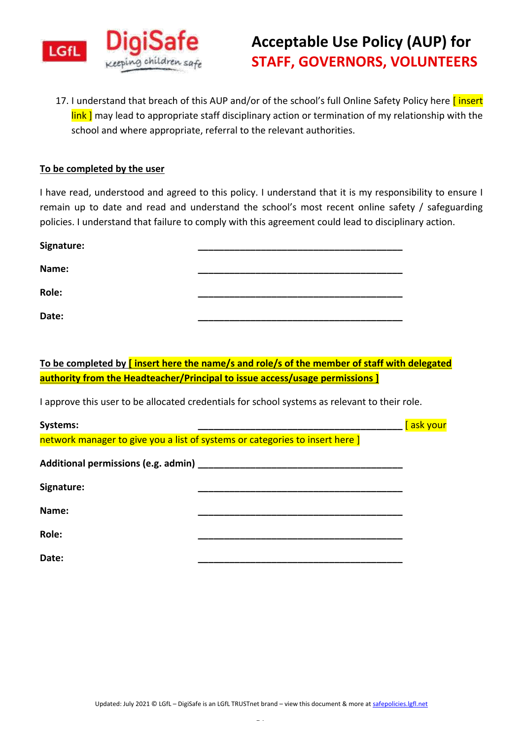17. I understand that breach of this AUP and/or of the school's full Online Safety Policy here [ insert link ] may lead to appropriate staff disciplinary action or termination of my relationship with the school and where appropriate, referral to the relevant authorities.

**To be completed by the user**

I have read, understood and agreed to this policy. I understand that it is my responsibility to ensure I remain up to date and read and understand the school's most recent online safety / safeguarding policies. I understand that failure to comply with this agreement could lead to disciplinary action.

**Signature:** ________________________________________

**Name:** ________________________________________

**Role:** ________________________________________

**Date:** ________________________________________

**To be completed by [ insert here the name/s and role/s of the member of staff with delegated authority from the Headteacher/Principal to issue access/usage permissions ]**

I approve this user to be allocated credentials for school systems as relevant to their role.

**Systems:** ________________________________________ [ ask your network manager to give you a list of systems or categories to insert here ]

**Additional permissions (e.g. admin)** ________________________________________

**Signature:** ________________________________________

**Name:** ________________________________________

**Role:** ________________________________________

**Date:** ________________________________________